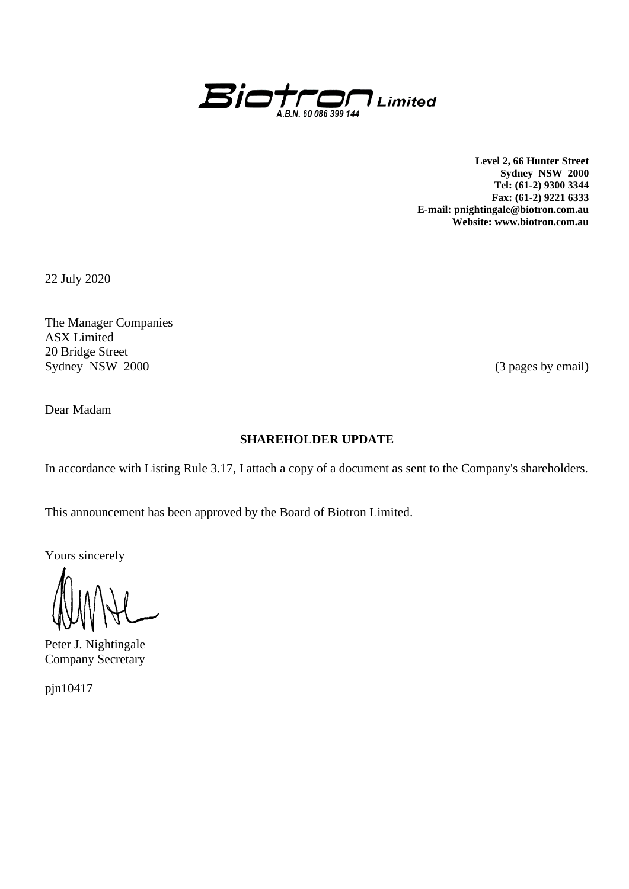**Biotron Limited**
A.B.N. 60 086 399 144

**Level 2, 66 Hunter Street**
**Sydney NSW 2000**
**Tel: (61-2) 9300 3344**
**Fax: (61-2) 9221 6333**
**E-mail: pnightingale@biotron.com.au**
**Website: www.biotron.com.au**

22 July 2020

The Manager Companies
ASX Limited
20 Bridge Street
Sydney NSW 2000

(3 pages by email)

Dear Madam

**SHAREHOLDER UPDATE**

In accordance with Listing Rule 3.17, I attach a copy of a document as sent to the Company's shareholders.

This announcement has been approved by the Board of Biotron Limited.

Yours sincerely

Peter J. Nightingale
Company Secretary

pjn10417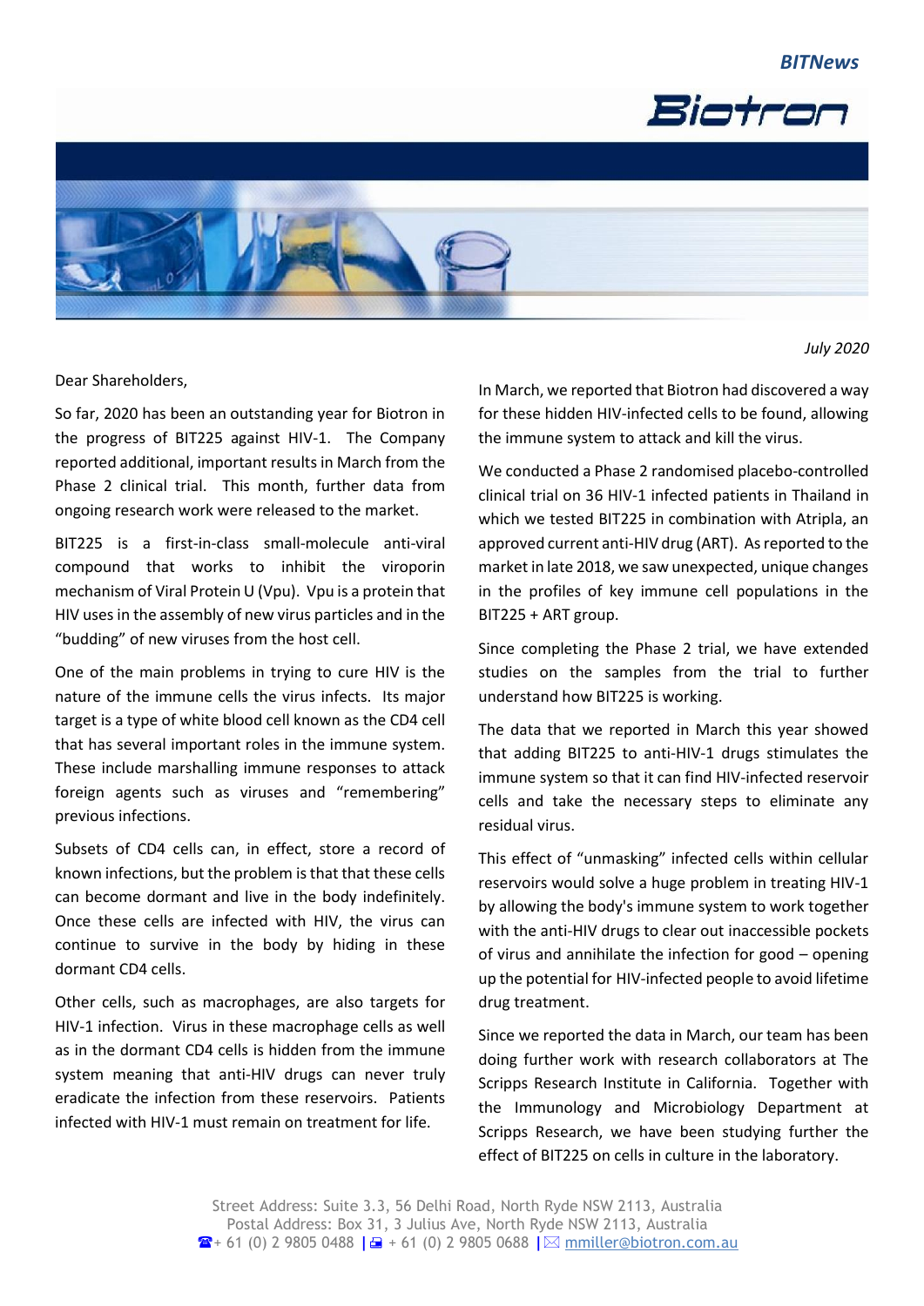July 2020

Dear Shareholders,

So far, 2020 has been an outstanding year for Biotron in the progress of BIT225 against HIV-1. The Company reported additional, important results in March from the Phase 2 clinical trial. This month, further data from ongoing research work were released to the market.

BIT225 is a first-in-class small-molecule anti-viral compound that works to inhibit the viroporin mechanism of Viral Protein U (Vpu). Vpu is a protein that HIV uses in the assembly of new virus particles and in the "budding" of new viruses from the host cell.

One of the main problems in trying to cure HIV is the nature of the immune cells the virus infects. Its major target is a type of white blood cell known as the CD4 cell that has several important roles in the immune system. These include marshalling immune responses to attack foreign agents such as viruses and "remembering" previous infections.

Subsets of CD4 cells can, in effect, store a record of known infections, but the problem is that that these cells can become dormant and live in the body indefinitely. Once these cells are infected with HIV, the virus can continue to survive in the body by hiding in these dormant CD4 cells.

Other cells, such as macrophages, are also targets for HIV-1 infection. Virus in these macrophage cells as well as in the dormant CD4 cells is hidden from the immune system meaning that anti-HIV drugs can never truly eradicate the infection from these reservoirs. Patients infected with HIV-1 must remain on treatment for life.

In March, we reported that Biotron had discovered a way for these hidden HIV-infected cells to be found, allowing the immune system to attack and kill the virus.

We conducted a Phase 2 randomised placebo-controlled clinical trial on 36 HIV-1 infected patients in Thailand in which we tested BIT225 in combination with Atripla, an approved current anti-HIV drug (ART). As reported to the market in late 2018, we saw unexpected, unique changes in the profiles of key immune cell populations in the BIT225 + ART group.

Since completing the Phase 2 trial, we have extended studies on the samples from the trial to further understand how BIT225 is working.

The data that we reported in March this year showed that adding BIT225 to anti-HIV-1 drugs stimulates the immune system so that it can find HIV-infected reservoir cells and take the necessary steps to eliminate any residual virus.

This effect of "unmasking" infected cells within cellular reservoirs would solve a huge problem in treating HIV-1 by allowing the body's immune system to work together with the anti-HIV drugs to clear out inaccessible pockets of virus and annihilate the infection for good – opening up the potential for HIV-infected people to avoid lifetime drug treatment.

Since we reported the data in March, our team has been doing further work with research collaborators at The Scripps Research Institute in California. Together with the Immunology and Microbiology Department at Scripps Research, we have been studying further the effect of BIT225 on cells in culture in the laboratory.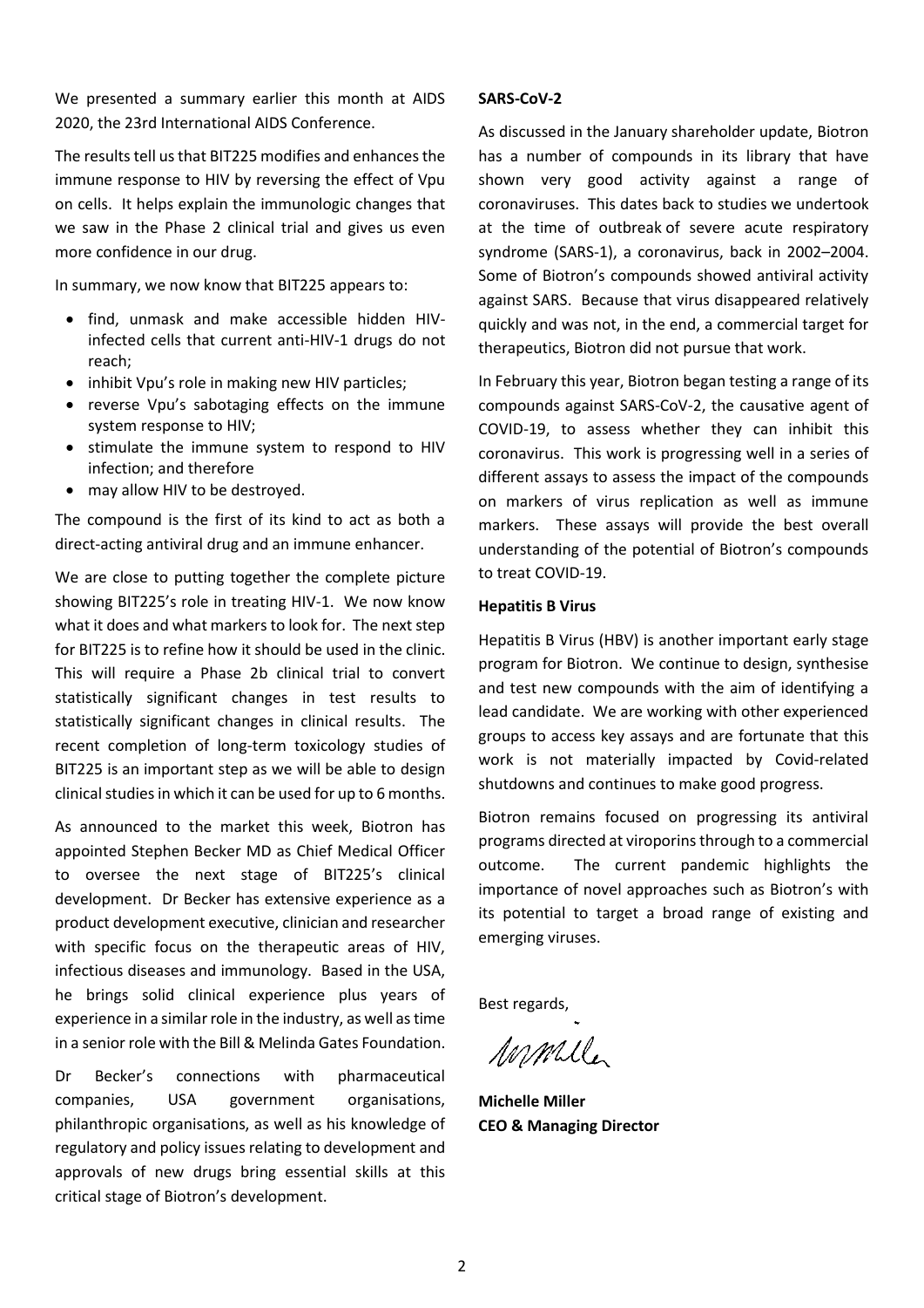We presented a summary earlier this month at AIDS 2020, the 23rd International AIDS Conference.

The results tell us that BIT225 modifies and enhances the immune response to HIV by reversing the effect of Vpu on cells. It helps explain the immunologic changes that we saw in the Phase 2 clinical trial and gives us even more confidence in our drug.

In summary, we now know that BIT225 appears to:

- find, unmask and make accessible hidden HIV-infected cells that current anti-HIV-1 drugs do not reach;
- inhibit Vpu's role in making new HIV particles;
- reverse Vpu's sabotaging effects on the immune system response to HIV;
- stimulate the immune system to respond to HIV infection; and therefore
- may allow HIV to be destroyed.

The compound is the first of its kind to act as both a direct-acting antiviral drug and an immune enhancer.

We are close to putting together the complete picture showing BIT225's role in treating HIV-1. We now know what it does and what markers to look for. The next step for BIT225 is to refine how it should be used in the clinic. This will require a Phase 2b clinical trial to convert statistically significant changes in test results to statistically significant changes in clinical results. The recent completion of long-term toxicology studies of BIT225 is an important step as we will be able to design clinical studies in which it can be used for up to 6 months.

As announced to the market this week, Biotron has appointed Stephen Becker MD as Chief Medical Officer to oversee the next stage of BIT225's clinical development. Dr Becker has extensive experience as a product development executive, clinician and researcher with specific focus on the therapeutic areas of HIV, infectious diseases and immunology. Based in the USA, he brings solid clinical experience plus years of experience in a similar role in the industry, as well as time in a senior role with the Bill & Melinda Gates Foundation.

Dr Becker's connections with pharmaceutical companies, USA government organisations, philanthropic organisations, as well as his knowledge of regulatory and policy issues relating to development and approvals of new drugs bring essential skills at this critical stage of Biotron's development.

**SARS-CoV-2**

As discussed in the January shareholder update, Biotron has a number of compounds in its library that have shown very good activity against a range of coronaviruses. This dates back to studies we undertook at the time of outbreak of severe acute respiratory syndrome (SARS-1), a coronavirus, back in 2002–2004. Some of Biotron's compounds showed antiviral activity against SARS. Because that virus disappeared relatively quickly and was not, in the end, a commercial target for therapeutics, Biotron did not pursue that work.

In February this year, Biotron began testing a range of its compounds against SARS-CoV-2, the causative agent of COVID-19, to assess whether they can inhibit this coronavirus. This work is progressing well in a series of different assays to assess the impact of the compounds on markers of virus replication as well as immune markers. These assays will provide the best overall understanding of the potential of Biotron's compounds to treat COVID-19.

**Hepatitis B Virus**

Hepatitis B Virus (HBV) is another important early stage program for Biotron. We continue to design, synthesise and test new compounds with the aim of identifying a lead candidate. We are working with other experienced groups to access key assays and are fortunate that this work is not materially impacted by Covid-related shutdowns and continues to make good progress.

Biotron remains focused on progressing its antiviral programs directed at viroporins through to a commercial outcome. The current pandemic highlights the importance of novel approaches such as Biotron's with its potential to target a broad range of existing and emerging viruses.

Best regards,

**Michelle Miller**
**CEO & Managing Director**